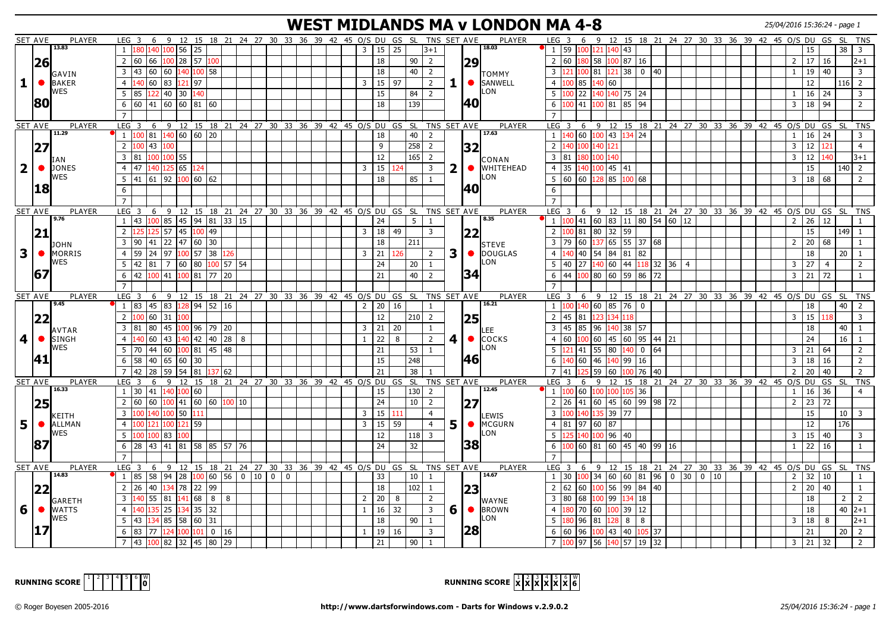# WEST MIDLANDS MA v LONDON MA 4-8

25/04/2016 15:36:24 - page 1

| SET | AVE | PLAYER | LEG | 3 | 6 | 9 | 12 | 15 | 18 | 21 | 24 | 27 | 30 | 33 | 36 | 39 | 42 | 45 | O/S | DU | GS | SL | TNS | SET | AVE | PLAYER | LEG | 3 | 6 | 9 | 12 | 15 | 18 | 21 | 24 | 27 | 30 | 33 | 36 | 39 | 42 | 45 | O/S | DU | GS | SL | TNS |
|---|---|---|---|---|---|---|---|---|---|---|---|---|---|---|---|---|---|---|---|---|---|---|---|---|---|---|---|---|---|---|---|---|---|---|---|---|---|---|---|---|---|---|---|---|---|---|---|
| 1 | 26.80 (13.83) | GAVIN BAKER WES | 1 | 180 | 140 | 100 | 56 | 25 | | | | | | | | | | | 3 | 15 | 25 | | 3+1 | 1 | 29.40 (18.03) | TOMMY SANWELL LON | 1 | 59 | 100 | 121 | 140 | 43 | | | | | | | | | | | | 15 | | 38 | 3 |
| | | | 2 | 60 | 66 | 100 | 28 | 57 | 100 | | | | | | | | | | | 18 | | 90 | 2 | | | | 2 | 60 | 180 | 58 | 100 | 87 | 16 | | | | | | | | | | 2 | 17 | 16 | | 2+1 |
| | | | 3 | 43 | 60 | 60 | 140 | 100 | 58 | | | | | | | | | | | 18 | | 40 | 2 | | | | 3 | 121 | 100 | 81 | 121 | 38 | 0 | 40 | | | | | | | | | 1 | 19 | 40 | | 3 |
| | | | 4 | 140 | 60 | 83 | 121 | 97 | | | | | | | | | | | 3 | 15 | 97 | | 2 | | | | 4 | 100 | 85 | 140 | 60 | | | | | | | | | | | | | 12 | | 116 | 2 |
| | | | 5 | 85 | 122 | 40 | 30 | 140 | | | | | | | | | | | | 15 | | 84 | 2 | | | | 5 | 100 | 22 | 140 | 140 | 75 | 24 | | | | | | | | | | 1 | 16 | 24 | | 3 |
| | | | 6 | 60 | 41 | 60 | 60 | 81 | 60 | | | | | | | | | | | 18 | | 139 | | | | | 6 | 100 | 41 | 100 | 81 | 85 | 94 | | | | | | | | | | 3 | 18 | 94 | | 2 |
| | | | 7 | | | | | | | | | | | | | | | | | | | | | | | | 7 | | | | | | | | | | | | | | | | | | | | |
| 2 | 27.18 (11.29) | IAN JONES WES | 1 | 100 | 81 | 140 | 60 | 60 | 20 | | | | | | | | | | | 18 | | 40 | 2 | 2 | 32.40 (17.63) | CONAN WHITEHEAD LON | 1 | 140 | 60 | 100 | 43 | 134 | 24 | | | | | | | | | | 1 | 16 | 24 | | 3 |
| | | | 2 | 100 | 43 | 100 | | | | | | | | | | | | | | 9 | | 258 | 2 | | | | 2 | 140 | 100 | 140 | 121 | | | | | | | | | | | | 3 | 12 | 121 | | 4 |
| | | | 3 | 81 | 100 | 100 | 55 | | | | | | | | | | | | | 12 | | 165 | 2 | | | | 3 | 81 | 180 | 100 | 140 | | | | | | | | | | | | 3 | 12 | 140 | | 3+1 |
| | | | 4 | 47 | 140 | 125 | 65 | 124 | | | | | | | | | | | 3 | 15 | 124 | | 3 | | | | 4 | 35 | 140 | 100 | 45 | 41 | | | | | | | | | | | | 15 | | 140 | 2 |
| | | | 5 | 41 | 61 | 92 | 100 | 60 | 62 | | | | | | | | | | | 18 | | 85 | 1 | | | | 5 | 60 | 60 | 128 | 85 | 100 | 68 | | | | | | | | | | 3 | 18 | 68 | | 2 |
| | | | 6 | | | | | | | | | | | | | | | | | | | | | | | | 6 | | | | | | | | | | | | | | | | | | | | |
| | | | 7 | | | | | | | | | | | | | | | | | | | | | | | | 7 | | | | | | | | | | | | | | | | | | | | |
| 3 | 21.67 (9.76) | JOHN MORRIS WES | 1 | 43 | 100 | 85 | 45 | 94 | 81 | 33 | 15 | | | | | | | | | 24 | | 5 | 1 | 3 | 22.34 (8.35) | STEVE DOUGLAS LON | 1 | 100 | 41 | 60 | 83 | 11 | 80 | 54 | 60 | 12 | | | | | | | 2 | 26 | 12 | | 1 |
| | | | 2 | 125 | 125 | 57 | 45 | 100 | 49 | | | | | | | | | | 3 | 18 | 49 | | 3 | | | | 2 | 100 | 81 | 80 | 32 | 59 | | | | | | | | | | | | 15 | | 149 | 1 |
| | | | 3 | 90 | 41 | 22 | 47 | 60 | 30 | | | | | | | | | | | 18 | | 211 | | | | | 3 | 79 | 60 | 137 | 65 | 55 | 37 | 68 | | | | | | | | | 2 | 20 | 68 | | 1 |
| | | | 4 | 59 | 24 | 97 | 100 | 57 | 38 | 126 | | | | | | | | | 3 | 21 | 126 | | 2 | | | | 4 | 140 | 40 | 54 | 84 | 81 | 82 | | | | | | | | | | | 18 | | 20 | 1 |
| | | | 5 | 42 | 81 | 7 | 60 | 80 | 100 | 57 | 54 | | | | | | | | | 24 | | 20 | 1 | | | | 5 | 40 | 27 | 140 | 60 | 44 | 118 | 32 | 36 | 4 | | | | | | | 3 | 27 | 4 | | 2 |
| | | | 6 | 42 | 100 | 41 | 100 | 81 | 77 | 20 | | | | | | | | | | 21 | | 40 | 2 | | | | 6 | 44 | 100 | 80 | 60 | 59 | 86 | 72 | | | | | | | | | 3 | 21 | 72 | | 1 |
| | | | 7 | | | | | | | | | | | | | | | | | | | | | | | | 7 | | | | | | | | | | | | | | | | | | | | |
| 4 | 22.41 (9.45) | AVTAR SINGH WES | 1 | 83 | 45 | 83 | 128 | 94 | 52 | 16 | | | | | | | | | 2 | 20 | 16 | | 1 | 4 | 25.46 (16.21) | LEE COCKS LON | 1 | 100 | 140 | 60 | 85 | 76 | 0 | | | | | | | | | | | 18 | | 40 | 2 |
| | | | 2 | 100 | 60 | 31 | 100 | | | | | | | | | | | | | 12 | | 210 | 2 | | | | 2 | 45 | 81 | 123 | 134 | 118 | | | | | | | | | | | 3 | 15 | 118 | | 3 |
| | | | 3 | 81 | 80 | 45 | 100 | 96 | 79 | 20 | | | | | | | | | 3 | 21 | 20 | | 1 | | | | 3 | 45 | 85 | 96 | 140 | 38 | 57 | | | | | | | | | | | 18 | | 40 | 1 |
| | | | 4 | 140 | 60 | 43 | 140 | 42 | 40 | 28 | 8 | | | | | | | | 1 | 22 | 8 | | 2 | | | | 4 | 60 | 100 | 60 | 45 | 60 | 95 | 44 | 21 | | | | | | | | | 24 | | 16 | 1 |
| | | | 5 | 70 | 44 | 60 | 100 | 81 | 45 | 48 | | | | | | | | | | 21 | | 53 | 1 | | | | 5 | 121 | 41 | 55 | 80 | 140 | 0 | 64 | | | | | | | | | 3 | 21 | 64 | | 2 |
| | | | 6 | 58 | 40 | 65 | 60 | 30 | | | | | | | | | | | | 15 | | 248 | | | | | 6 | 140 | 60 | 46 | 140 | 99 | 16 | | | | | | | | | | 3 | 18 | 16 | | 2 |
| | | | 7 | 42 | 28 | 59 | 54 | 81 | 137 | 62 | | | | | | | | | | 21 | | 38 | 1 | | | | 7 | 41 | 125 | 59 | 60 | 100 | 76 | 40 | | | | | | | | | 2 | 20 | 40 | | 2 |
| 5 | 25.87 (16.33) | KEITH ALLMAN WES | 1 | 30 | 41 | 140 | 100 | 60 | | | | | | | | | | | | 15 | | 130 | 2 | 5 | 27.38 (12.45) | LEWIS MCGURN LON | 1 | 100 | 60 | 100 | 100 | 105 | 36 | | | | | | | | | | 1 | 16 | 36 | | 4 |
| | | | 2 | 60 | 60 | 100 | 41 | 60 | 60 | 100 | 10 | | | | | | | | | 24 | | 10 | 2 | | | | 2 | 26 | 41 | 60 | 45 | 60 | 99 | 98 | 72 | | | | | | | | 2 | 23 | 72 | | |
| | | | 3 | 100 | 140 | 100 | 50 | 111 | | | | | | | | | | | 3 | 15 | 111 | | 4 | | | | 3 | 100 | 140 | 135 | 39 | 77 | | | | | | | | | | | | 15 | | 10 | 3 |
| | | | 4 | 100 | 121 | 100 | 121 | 59 | | | | | | | | | | | 3 | 15 | 59 | | 4 | | | | 4 | 81 | 97 | 60 | 87 | | | | | | | | | | | | | 12 | | 176 | |
| | | | 5 | 100 | 100 | 83 | 100 | | | | | | | | | | | | | 12 | | 118 | 3 | | | | 5 | 125 | 140 | 100 | 96 | 40 | | | | | | | | | | | 3 | 15 | 40 | | 3 |
| | | | 6 | 28 | 43 | 41 | 81 | 58 | 85 | 57 | 76 | | | | | | | | | 24 | | 32 | | | | | 6 | 100 | 60 | 81 | 60 | 45 | 40 | 99 | 16 | | | | | | | | 1 | 22 | 16 | | 1 |
| | | | 7 | | | | | | | | | | | | | | | | | | | | | | | | 7 | | | | | | | | | | | | | | | | | | | | |
| 6 | 22.17 (14.83) | GARETH WATTS WES | 1 | 85 | 58 | 94 | 28 | 100 | 60 | 56 | 0 | 10 | 0 | 0 | | | | | | 33 | | 10 | 1 | 6 | 23.28 (14.67) | WAYNE BROWN LON | 1 | 30 | 100 | 34 | 60 | 60 | 81 | 96 | 0 | 30 | 0 | 10 | | | | | 2 | 32 | 10 | | 1 |
| | | | 2 | 26 | 40 | 134 | 78 | 22 | 99 | | | | | | | | | | | 18 | | 102 | 1 | | | | 2 | 62 | 60 | 100 | 56 | 99 | 84 | 40 | | | | | | | | | 2 | 20 | 40 | | 1 |
| | | | 3 | 140 | 55 | 81 | 141 | 68 | 8 | 8 | | | | | | | | | 2 | 20 | 8 | | 2 | | | | 3 | 80 | 68 | 100 | 99 | 134 | 18 | | | | | | | | | | | 18 | | 2 | 2 |
| | | | 4 | 140 | 135 | 25 | 134 | 35 | 32 | | | | | | | | | | 1 | 16 | 32 | | 3 | | | | 4 | 180 | 70 | 60 | 100 | 39 | 12 | | | | | | | | | | | 18 | | 40 | 2+1 |
| | | | 5 | 43 | 134 | 85 | 58 | 60 | 31 | | | | | | | | | | | 18 | | 90 | 1 | | | | 5 | 180 | 96 | 81 | 128 | 8 | 8 | | | | | | | | | | 3 | 18 | 8 | | 2+1 |
| | | | 6 | 83 | 77 | 124 | 100 | 101 | 0 | 16 | | | | | | | | | 1 | 19 | 16 | | 3 | | | | 6 | 60 | 96 | 100 | 43 | 40 | 105 | 37 | | | | | | | | | | 21 | | 20 | 2 |
| | | | 7 | 43 | 100 | 82 | 32 | 45 | 80 | 29 | | | | | | | | | | 21 | | 90 | 1 | | | | 7 | 100 | 97 | 56 | 140 | 57 | 19 | 32 | | | | | | | | | 3 | 21 | 32 | | 2 |

**RUNNING SCORE** (WES): 1 | 2 | 3 | 4 | 5 | 6 | W: 0

**RUNNING SCORE** (LON): X | X | X | X | X | X | W: 6

© Roger Boyesen 2005-2016 http://www.dartsforwindows.com - Darts for Windows v.2.9.0.2 25/04/2016 15:36:24 - page 1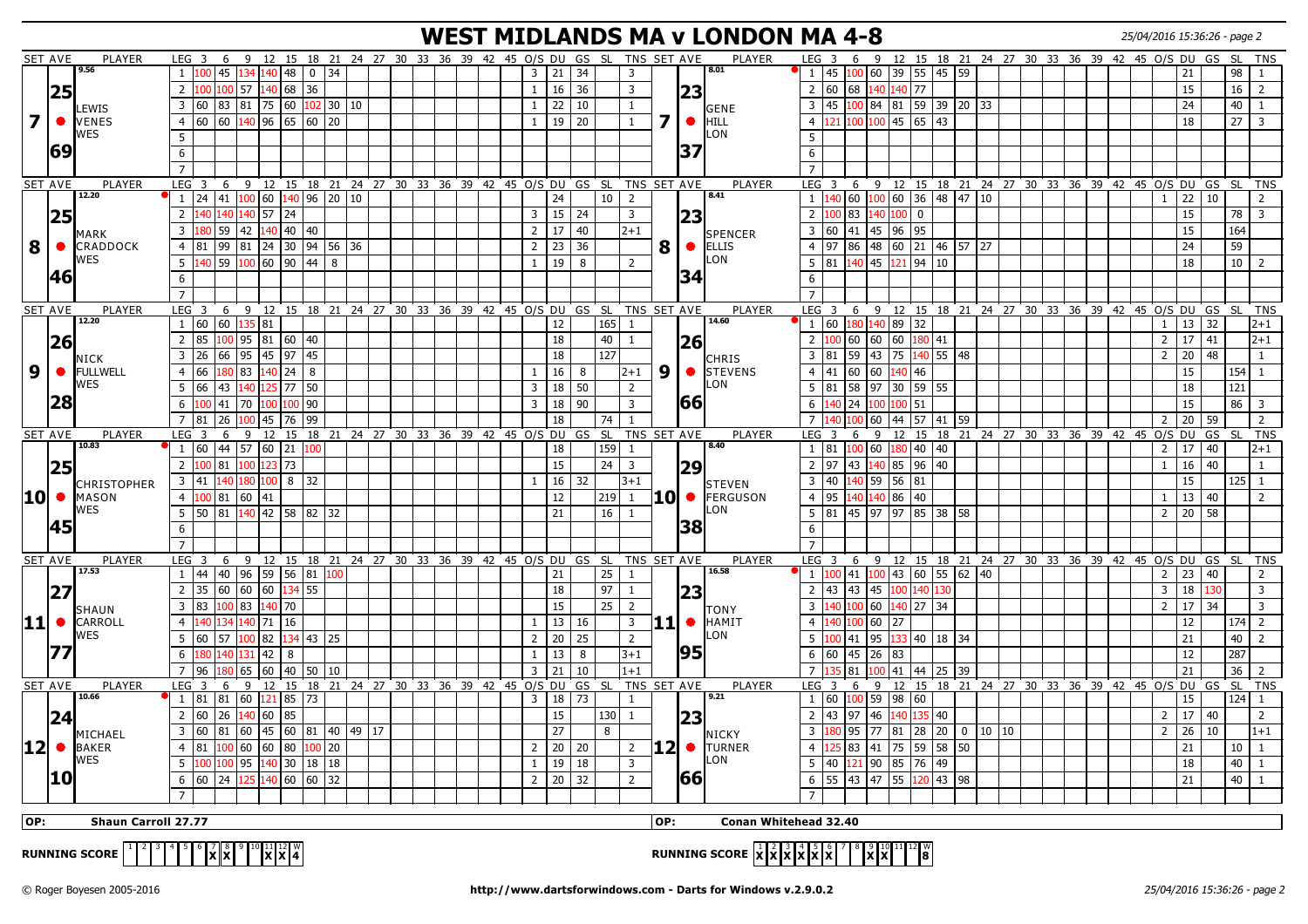# WEST MIDLANDS MA v LONDON MA 4-8

25/04/2016 15:36:26 - page 2

| SET | AVE | PLAYER | LEG | 3 | 6 | 9 | 12 | 15 | 18 | 21 | 24 | 27 | 30 | O/S | DU | GS | SL | TNS | SET | AVE | PLAYER | LEG | 3 | 6 | 9 | 12 | 15 | 18 | 21 | 24 | 27 | 30 | O/S | DU | GS | SL | TNS |
|---|---|---|---|---|---|---|---|---|---|---|---|---|---|---|---|---|---|---|---|---|---|---|---|---|---|---|---|---|---|---|---|---|---|---|---|---|
| 7 | 25.69 (9.56) | LEWIS VENES WES | 1 | 100 | 45 | 134 | 140 | 48 | 0 | 34 | | | | 3 | 21 | 34 | | 3 | 7 | 23.37 (8.01) | GENE HILL LON | 1 | 45 | 100 | 60 | 39 | 55 | 45 | 59 | | | | | 21 | | 98 | 1 |
| | | | 2 | 100 | 100 | 57 | 140 | 68 | 36 | | | | | 1 | 16 | 36 | | 3 | | | | 2 | 60 | 68 | 140 | 140 | 77 | | | | | | | 15 | | 16 | 2 |
| | | | 3 | 60 | 83 | 81 | 75 | 60 | 102 | 30 | 10 | | | 1 | 22 | 10 | | 1 | | | | 3 | 45 | 100 | 84 | 81 | 59 | 39 | 20 | 33 | | | | 24 | | 40 | 1 |
| | | | 4 | 60 | 60 | 140 | 96 | 65 | 60 | 20 | | | | 1 | 19 | 20 | | 1 | | | | 4 | 121 | 100 | 100 | 45 | 65 | 43 | | | | | | 18 | | 27 | 3 |
| 8 | 25.46 (12.20) | MARK CRADDOCK WES | 1 | 24 | 41 | 100 | 60 | 140 | 96 | 20 | 10 | | | | 24 | | 10 | 2 | 8 | 23.34 (8.41) | SPENCER ELLIS LON | 1 | 140 | 60 | 100 | 60 | 36 | 48 | 47 | 10 | | | 1 | 22 | 10 | | 2 |
| | | | 2 | 140 | 140 | 140 | 57 | 24 | | | | | | 3 | 15 | 24 | | 3 | | | | 2 | 100 | 83 | 140 | 100 | 0 | | | | | | | 15 | | 78 | 3 |
| | | | 3 | 180 | 59 | 42 | 140 | 40 | 40 | | | | | 2 | 17 | 40 | | 2+1 | | | | 3 | 60 | 41 | 45 | 96 | 95 | | | | | | | 15 | | 164 | |
| | | | 4 | 81 | 99 | 81 | 24 | 30 | 94 | 56 | 36 | | | 2 | 23 | 36 | | | | | | 4 | 97 | 86 | 48 | 60 | 21 | 46 | 57 | 27 | | | | 24 | | 59 | |
| | | | 5 | 140 | 59 | 100 | 60 | 90 | 44 | 8 | | | | 1 | 19 | 8 | | 2 | | | | 5 | 81 | 140 | 45 | 121 | 94 | 10 | | | | | | 18 | | 10 | 2 |
| 9 | 26.28 (12.20) | NICK FULLWELL WES | 1 | 60 | 60 | 135 | 81 | | | | | | | | 12 | | 165 | 1 | 9 | 26.66 (14.60) | CHRIS STEVENS LON | 1 | 60 | 180 | 140 | 89 | 32 | | | | | | 1 | 13 | 32 | | 2+1 |
| | | | 2 | 85 | 100 | 95 | 81 | 60 | 40 | | | | | | 18 | | 40 | 1 | | | | 2 | 100 | 60 | 60 | 60 | 180 | 41 | | | | | 2 | 17 | 41 | | 2+1 |
| | | | 3 | 26 | 66 | 95 | 45 | 97 | 45 | | | | | | 18 | | 127 | | | | | 3 | 81 | 59 | 43 | 75 | 140 | 55 | 48 | | | | 2 | 20 | 48 | | 1 |
| | | | 4 | 66 | 180 | 83 | 140 | 24 | 8 | | | | | 1 | 16 | 8 | | 2+1 | | | | 4 | 41 | 60 | 60 | 140 | 46 | | | | | | | 15 | | 154 | 1 |
| | | | 5 | 66 | 43 | 140 | 125 | 77 | 50 | | | | | 3 | 18 | 50 | | 2 | | | | 5 | 81 | 58 | 97 | 30 | 59 | 55 | | | | | | 18 | | 121 | |
| | | | 6 | 100 | 41 | 70 | 100 | 100 | 90 | | | | | 3 | 18 | 90 | | 3 | | | | 6 | 140 | 24 | 100 | 100 | 51 | | | | | | | 15 | | 86 | 3 |
| | | | 7 | 81 | 26 | 100 | 45 | 76 | 99 | | | | | | 18 | | 74 | 1 | | | | 7 | 140 | 100 | 60 | 44 | 57 | 41 | 59 | | | | 2 | 20 | 59 | | 2 |
| 10 | 25.45 (10.83) | CHRISTOPHER MASON WES | 1 | 60 | 44 | 57 | 60 | 21 | 100 | | | | | | 18 | | 159 | 1 | 10 | 29.38 (8.40) | STEVEN FERGUSON LON | 1 | 81 | 100 | 60 | 180 | 40 | 40 | | | | | 2 | 17 | 40 | | 2+1 |
| | | | 2 | 100 | 81 | 100 | 123 | 73 | | | | | | | 15 | | 24 | 3 | | | | 2 | 97 | 43 | 140 | 85 | 96 | 40 | | | | | 1 | 16 | 40 | | 1 |
| | | | 3 | 41 | 140 | 180 | 100 | 8 | 32 | | | | | 1 | 16 | 32 | | 3+1 | | | | 3 | 40 | 140 | 59 | 56 | 81 | | | | | | | 15 | | 125 | 1 |
| | | | 4 | 100 | 81 | 60 | 41 | | | | | | | | 12 | | 219 | 1 | | | | 4 | 95 | 140 | 140 | 86 | 40 | | | | | | 1 | 13 | 40 | | 2 |
| | | | 5 | 50 | 81 | 140 | 42 | 58 | 82 | 32 | | | | | 21 | | 16 | 1 | | | | 5 | 81 | 45 | 97 | 97 | 85 | 38 | 58 | | | | 2 | 20 | 58 | | |
| 11 | 27.77 (17.53) | SHAUN CARROLL WES | 1 | 44 | 40 | 96 | 59 | 56 | 81 | 100 | | | | | 21 | | 25 | 1 | 11 | 23.95 (16.58) | TONY HAMIT LON | 1 | 100 | 41 | 100 | 43 | 60 | 55 | 62 | 40 | | | 2 | 23 | 40 | | 2 |
| | | | 2 | 35 | 60 | 60 | 60 | 134 | 55 | | | | | | 18 | | 97 | 1 | | | | 2 | 43 | 43 | 45 | 100 | 140 | 130 | | | | | 3 | 18 | 130 | | 3 |
| | | | 3 | 83 | 100 | 83 | 140 | 70 | | | | | | | 15 | | 25 | 2 | | | | 3 | 140 | 100 | 60 | 140 | 27 | 34 | | | | | 2 | 17 | 34 | | 3 |
| | | | 4 | 140 | 134 | 140 | 71 | 16 | | | | | | 1 | 13 | 16 | | 3 | | | | 4 | 140 | 100 | 60 | 27 | | | | | | | | 12 | | 174 | 2 |
| | | | 5 | 60 | 57 | 100 | 82 | 134 | 43 | 25 | | | | 2 | 20 | 25 | | 2 | | | | 5 | 100 | 41 | 95 | 133 | 40 | 18 | 34 | | | | | 21 | | 40 | 2 |
| | | | 6 | 180 | 140 | 131 | 42 | 8 | | | | | | 1 | 13 | 8 | | 3+1 | | | | 6 | 60 | 45 | 26 | 83 | | | | | | | | 12 | | 287 | |
| | | | 7 | 96 | 180 | 65 | 60 | 40 | 50 | 10 | | | | 3 | 21 | 10 | | 1+1 | | | | 7 | 135 | 81 | 100 | 41 | 44 | 25 | 39 | | | | | 21 | | 36 | 2 |
| 12 | 24.10 (10.66) | MICHAEL BAKER WES | 1 | 81 | 81 | 60 | 121 | 85 | 73 | | | | | 3 | 18 | 73 | | 1 | 12 | 23.66 (9.21) | NICKY TURNER LON | 1 | 60 | 100 | 59 | 98 | 60 | | | | | | | 15 | | 124 | 1 |
| | | | 2 | 60 | 26 | 140 | 60 | 85 | | | | | | | 15 | | 130 | 1 | | | | 2 | 43 | 97 | 46 | 140 | 135 | 40 | | | | | 2 | 17 | 40 | | 2 |
| | | | 3 | 60 | 81 | 60 | 45 | 60 | 81 | 40 | 49 | 17 | | | 27 | | 8 | | | | | 3 | 180 | 95 | 77 | 81 | 28 | 20 | 0 | 10 | 10 | | 2 | 26 | 10 | | 1+1 |
| | | | 4 | 81 | 100 | 60 | 60 | 80 | 100 | 20 | | | | 2 | 20 | 20 | | 2 | | | | 4 | 125 | 83 | 41 | 75 | 59 | 58 | 50 | | | | | 21 | | 10 | 1 |
| | | | 5 | 100 | 100 | 95 | 140 | 30 | 18 | 18 | | | | 1 | 19 | 18 | | 3 | | | | 5 | 40 | 121 | 90 | 85 | 76 | 49 | | | | | | 18 | | 40 | 1 |
| | | | 6 | 60 | 24 | 125 | 140 | 60 | 60 | 32 | | | | 2 | 20 | 32 | | 2 | | | | 6 | 55 | 43 | 47 | 55 | 120 | 43 | 98 | | | | | 21 | | 40 | 1 |

**OP:** Shaun Carroll 27.77

**OP:** Conan Whitehead 32.40

**RUNNING SCORE** (WES): 1 2 3 4 5 6 7 8 9 10 11 12 W — X at 7, 8, 11, 12 — 4

**RUNNING SCORE** (LON): 1 2 3 4 5 6 7 8 9 10 11 12 W — X at 1, 2, 3, 4, 5, 6, 9, 10 — 8

© Roger Boyesen 2005-2016 http://www.dartsforwindows.com - Darts for Windows v.2.9.0.2 25/04/2016 15:36:26 - page 2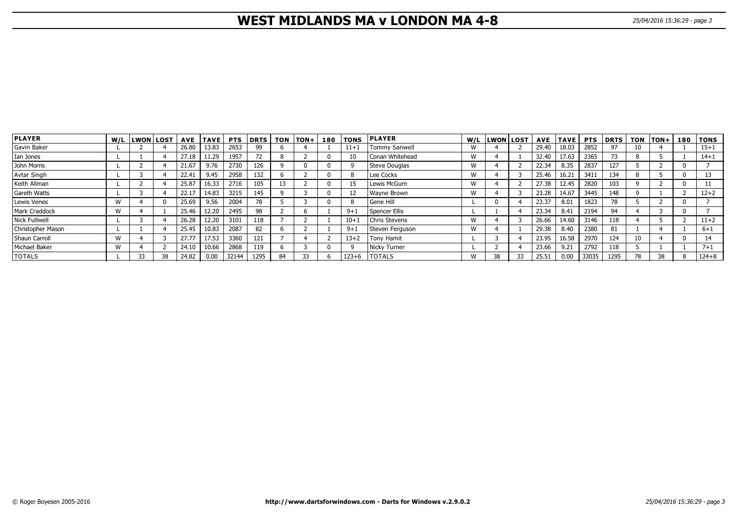# WEST MIDLANDS MA v LONDON MA 4-8

| PLAYER | W/L | LWON | LOST | AVE | TAVE | PTS | DRTS | TON | TON+ | 180 | TONS | PLAYER | W/L | LWON | LOST | AVE | TAVE | PTS | DRTS | TON | TON+ | 180 | TONS |
|---|---|---|---|---|---|---|---|---|---|---|---|---|---|---|---|---|---|---|---|---|---|---|---|
| Gavin Baker | L | 2 | 4 | 26.80 | 13.83 | 2653 | 99 | 6 | 4 | 1 | 11+1 | Tommy Sanwell | W | 4 | 2 | 29.40 | 18.03 | 2852 | 97 | 10 | 4 | 1 | 15+1 |
| Ian Jones | L | 1 | 4 | 27.18 | 11.29 | 1957 | 72 | 8 | 2 | 0 | 10 | Conan Whitehead | W | 4 | 1 | 32.40 | 17.63 | 2365 | 73 | 8 | 5 | 1 | 14+1 |
| John Morris | L | 2 | 4 | 21.67 | 9.76 | 2730 | 126 | 9 | 0 | 0 | 9 | Steve Douglas | W | 4 | 2 | 22.34 | 8.35 | 2837 | 127 | 5 | 2 | 0 | 7 |
| Avtar Singh | L | 3 | 4 | 22.41 | 9.45 | 2958 | 132 | 6 | 2 | 0 | 8 | Lee Cocks | W | 4 | 3 | 25.46 | 16.21 | 3411 | 134 | 8 | 5 | 0 | 13 |
| Keith Allman | L | 2 | 4 | 25.87 | 16.33 | 2716 | 105 | 13 | 2 | 0 | 15 | Lewis McGurn | W | 4 | 2 | 27.38 | 12.45 | 2820 | 103 | 9 | 2 | 0 | 11 |
| Gareth Watts | L | 3 | 4 | 22.17 | 14.83 | 3215 | 145 | 9 | 3 | 0 | 12 | Wayne Brown | W | 4 | 3 | 23.28 | 14.67 | 3445 | 148 | 9 | 1 | 2 | 12+2 |
| Lewis Venes | W | 4 | 0 | 25.69 | 9.56 | 2004 | 78 | 5 | 3 | 0 | 8 | Gene Hill | L | 0 | 4 | 23.37 | 8.01 | 1823 | 78 | 5 | 2 | 0 | 7 |
| Mark Craddock | W | 4 | 1 | 25.46 | 12.20 | 2495 | 98 | 2 | 6 | 1 | 9+1 | Spencer Ellis | L | 1 | 4 | 23.34 | 8.41 | 2194 | 94 | 4 | 3 | 0 | 7 |
| Nick Fullwell | L | 3 | 4 | 26.28 | 12.20 | 3101 | 118 | 7 | 2 | 1 | 10+1 | Chris Stevens | W | 4 | 3 | 26.66 | 14.60 | 3146 | 118 | 4 | 5 | 2 | 11+2 |
| Christopher Mason | L | 1 | 4 | 25.45 | 10.83 | 2087 | 82 | 6 | 2 | 1 | 9+1 | Steven Ferguson | W | 4 | 1 | 29.38 | 8.40 | 2380 | 81 | 1 | 4 | 1 | 6+1 |
| Shaun Carroll | W | 4 | 3 | 27.77 | 17.53 | 3360 | 121 | 7 | 4 | 2 | 13+2 | Tony Hamit | L | 3 | 4 | 23.95 | 16.58 | 2970 | 124 | 10 | 4 | 0 | 14 |
| Michael Baker | W | 4 | 2 | 24.10 | 10.66 | 2868 | 119 | 6 | 3 | 0 | 9 | Nicky Turner | L | 2 | 4 | 23.66 | 9.21 | 2792 | 118 | 5 | 1 | 1 | 7+1 |
| TOTALS | L | 33 | 38 | 24.82 | 0.00 | 32144 | 1295 | 84 | 33 | 6 | 123+6 | TOTALS | W | 38 | 33 | 25.51 | 0.00 | 33035 | 1295 | 78 | 38 | 8 | 124+8 |

© Roger Boyesen 2005-2016 http://www.dartsforwindows.com - Darts for Windows v.2.9.0.2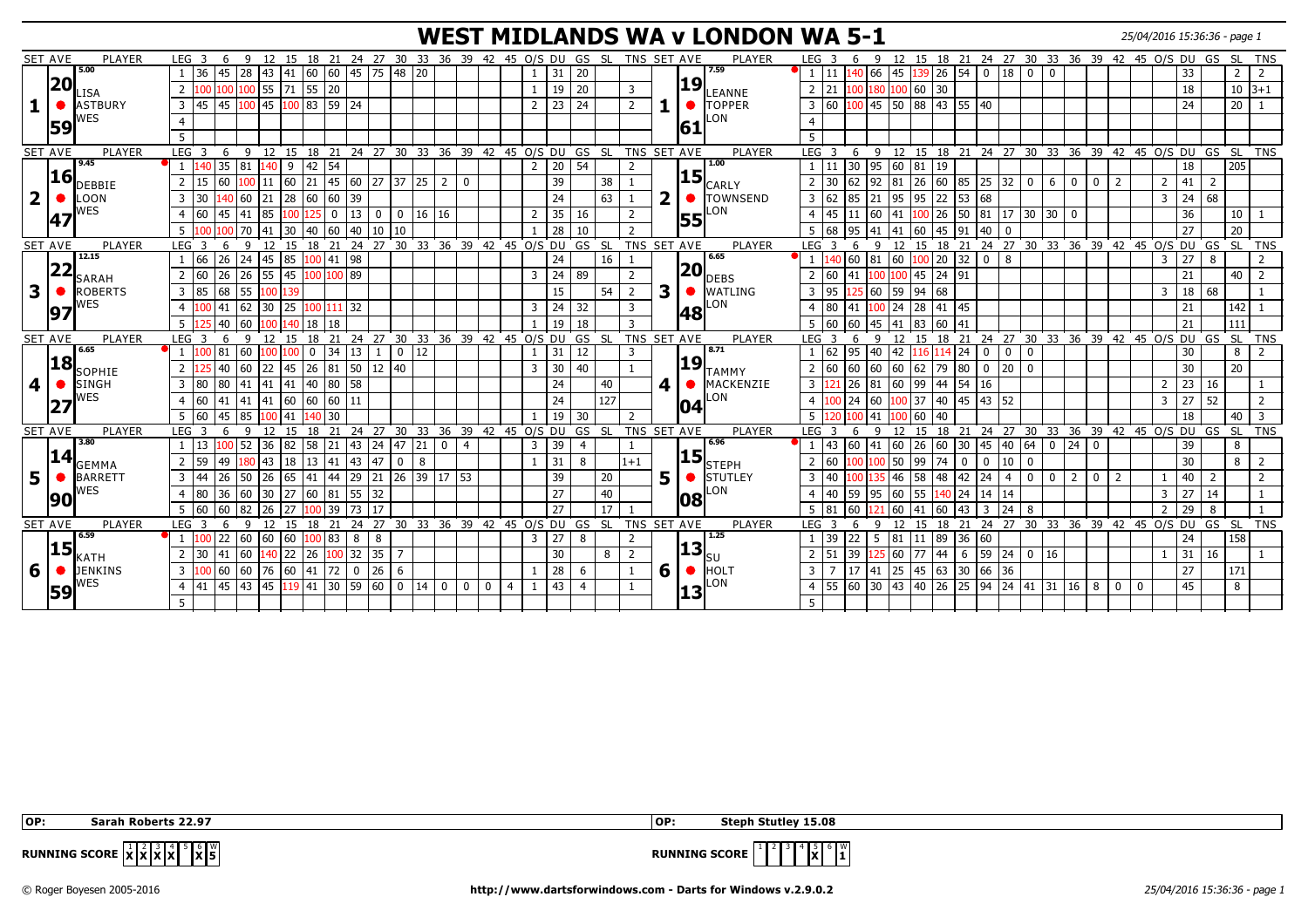# WEST MIDLANDS WA v LONDON WA 5-1

25/04/2016 15:36:36 - page 1

| SET | AVE | PLAYER | LEG | 3 | 6 | 9 | 12 | 15 | 18 | 21 | 24 | 27 | 30 | 33 | 36 | 39 | 42 | 45 | O/S | DU | GS | SL | TNS | SET | AVE | PLAYER | LEG | 3 | 6 | 9 | 12 | 15 | 18 | 21 | 24 | 27 | 30 | 33 | 36 | 39 | 42 | 45 | O/S | DU | GS | SL | TNS |
|---|---|---|---|---|---|---|---|---|---|---|---|---|---|---|---|---|---|---|---|---|---|---|---|---|---|---|---|---|---|---|---|---|---|---|---|---|---|---|---|---|---|---|---|---|---|---|---|
| 1 | 20.59 (5.00) | LISA ASTBURY WES | 1 | 36 | 45 | 28 | 43 | 41 | 60 | 60 | 45 | 75 | 48 | 20 | | | | | 1 | 31 | 20 | | | 1 | 19.61 (7.59) | LEANNE TOPPER LON | 1 | 11 | 140 | 66 | 45 | 139 | 26 | 54 | 0 | 18 | 0 | 0 | | | | | | 33 | | 2 | 2 |
| | | | 2 | 100 | 100 | 100 | 55 | 71 | 55 | 20 | | | | | | | | | 1 | 19 | 20 | | 3 | | | | 2 | 21 | 100 | 180 | 100 | 60 | 30 | | | | | | | | | | | 18 | | 10 | 3+1 |
| | | | 3 | 45 | 45 | 100 | 45 | 100 | 83 | 59 | 24 | | | | | | | | 2 | 23 | 24 | | 2 | | | | 3 | 60 | 100 | 45 | 50 | 88 | 43 | 55 | 40 | | | | | | | | | 24 | | 20 | 1 |
| | | | 4 | | | | | | | | | | | | | | | | | | | | | | | | 4 | | | | | | | | | | | | | | | | | | | | |
| | | | 5 | | | | | | | | | | | | | | | | | | | | | | | | 5 | | | | | | | | | | | | | | | | | | | | |
| 2 | 16.47 (9.45) | DEBBIE LOON WES | 1 | 140 | 35 | 81 | 140 | 9 | 42 | 54 | | | | | | | | | 2 | 20 | 54 | | 2 | 2 | 15.55 (1.00) | CARLY TOWNSEND LON | 1 | 11 | 30 | 95 | 60 | 81 | 19 | | | | | | | | | | | 18 | | 205 | |
| | | | 2 | 15 | 60 | 100 | 11 | 60 | 21 | 45 | 60 | 27 | 37 | 25 | 2 | 0 | | | | 39 | | 38 | 1 | | | | 2 | 30 | 62 | 92 | 81 | 26 | 60 | 85 | 25 | 32 | 0 | 6 | 0 | 0 | 2 | | 2 | 41 | 2 | | |
| | | | 3 | 30 | 140 | 60 | 21 | 28 | 60 | 60 | 39 | | | | | | | | | 24 | | 63 | 1 | | | | 3 | 62 | 85 | 21 | 95 | 95 | 22 | 53 | 68 | | | | | | | | 3 | 24 | 68 | | |
| | | | 4 | 60 | 45 | 41 | 85 | 100 | 125 | 0 | 13 | 0 | 0 | 16 | 16 | | | | 2 | 35 | 16 | | 2 | | | | 4 | 45 | 11 | 60 | 41 | 100 | 26 | 50 | 81 | 17 | 30 | 30 | 0 | | | | | 36 | | 10 | 1 |
| | | | 5 | 100 | 100 | 70 | 41 | 30 | 40 | 60 | 40 | 10 | 10 | | | | | | 1 | 28 | 10 | | 2 | | | | 5 | 68 | 95 | 41 | 41 | 60 | 45 | 91 | 40 | 0 | | | | | | | | 27 | | 20 | |
| 3 | 22.97 (12.15) | SARAH ROBERTS WES | 1 | 66 | 26 | 24 | 45 | 85 | 100 | 41 | 98 | | | | | | | | | 24 | | 16 | 1 | 3 | 20.48 (6.65) | DEBS WATLING LON | 1 | 140 | 60 | 81 | 60 | 100 | 20 | 32 | 0 | 8 | | | | | | | 3 | 27 | 8 | | 2 |
| | | | 2 | 60 | 26 | 26 | 55 | 45 | 100 | 100 | 89 | | | | | | | | 3 | 24 | 89 | | 2 | | | | 2 | 60 | 41 | 100 | 100 | 45 | 24 | 91 | | | | | | | | | | 21 | | 40 | 2 |
| | | | 3 | 85 | 68 | 55 | 100 | 139 | | | | | | | | | | | | 15 | | 54 | 2 | | | | 3 | 95 | 125 | 60 | 59 | 94 | 68 | | | | | | | | | | 3 | 18 | 68 | | 1 |
| | | | 4 | 100 | 41 | 62 | 30 | 25 | 100 | 111 | 32 | | | | | | | | 3 | 24 | 32 | | 3 | | | | 4 | 80 | 41 | 100 | 24 | 28 | 41 | 45 | | | | | | | | | | 21 | | 142 | 1 |
| | | | 5 | 125 | 40 | 60 | 100 | 140 | 18 | 18 | | | | | | | | | 1 | 19 | 18 | | 3 | | | | 5 | 60 | 60 | 45 | 41 | 83 | 60 | 41 | | | | | | | | | | 21 | | 111 | |
| 4 | 18.27 (6.65) | SOPHIE SINGH WES | 1 | 100 | 81 | 60 | 100 | 100 | 0 | 34 | 13 | 1 | 0 | 12 | | | | | 1 | 31 | 12 | | 3 | 4 | 19.04 (8.71) | TAMMY MACKENZIE LON | 1 | 62 | 95 | 40 | 42 | 116 | 114 | 24 | 0 | 0 | 0 | | | | | | | 30 | | 8 | 2 |
| | | | 2 | 125 | 40 | 60 | 22 | 45 | 26 | 81 | 50 | 12 | 40 | | | | | | 3 | 30 | 40 | | 1 | | | | 2 | 60 | 60 | 60 | 60 | 62 | 79 | 80 | 0 | 20 | 0 | | | | | | | 30 | | 20 | |
| | | | 3 | 80 | 80 | 41 | 41 | 41 | 40 | 80 | 58 | | | | | | | | | 24 | | 40 | | | | | 3 | 121 | 26 | 81 | 60 | 99 | 44 | 54 | 16 | | | | | | | | 2 | 23 | 16 | | 1 |
| | | | 4 | 60 | 41 | 41 | 41 | 60 | 60 | 60 | 11 | | | | | | | | | 24 | | 127 | | | | | 4 | 100 | 24 | 60 | 100 | 37 | 40 | 45 | 43 | 52 | | | | | | | 3 | 27 | 52 | | 2 |
| | | | 5 | 60 | 45 | 85 | 100 | 41 | 140 | 30 | | | | | | | | | 1 | 19 | 30 | | 2 | | | | 5 | 120 | 100 | 41 | 100 | 60 | 40 | | | | | | | | | | | 18 | | 40 | 3 |
| 5 | 14.90 (3.80) | GEMMA BARRETT WES | 1 | 13 | 100 | 52 | 36 | 82 | 58 | 21 | 43 | 24 | 47 | 21 | 0 | 4 | | | 3 | 39 | 4 | | 1 | 5 | 15.08 (6.96) | STEPH STUTLEY LON | 1 | 43 | 60 | 41 | 60 | 26 | 60 | 30 | 45 | 40 | 64 | 0 | 24 | 0 | | | | 39 | | 8 | |
| | | | 2 | 59 | 49 | 180 | 43 | 18 | 13 | 41 | 43 | 47 | 0 | 8 | | | | | 1 | 31 | 8 | | 1+1 | | | | 2 | 60 | 100 | 100 | 50 | 99 | 74 | 0 | 0 | 10 | 0 | | | | | | | 30 | | 8 | 2 |
| | | | 3 | 44 | 26 | 50 | 26 | 65 | 41 | 44 | 29 | 21 | 26 | 39 | 17 | 53 | | | | 39 | | 20 | | | | | 3 | 40 | 100 | 135 | 46 | 58 | 48 | 42 | 24 | 4 | 0 | 0 | 2 | 0 | 2 | | 1 | 40 | 2 | | 2 |
| | | | 4 | 80 | 36 | 60 | 30 | 27 | 60 | 81 | 55 | 32 | | | | | | | | 27 | | 40 | | | | | 4 | 40 | 59 | 95 | 60 | 55 | 140 | 24 | 14 | 14 | | | | | | | 3 | 27 | 14 | | 1 |
| | | | 5 | 60 | 60 | 82 | 26 | 27 | 100 | 39 | 73 | 17 | | | | | | | | 27 | | 17 | 1 | | | | 5 | 81 | 60 | 121 | 60 | 41 | 60 | 43 | 3 | 24 | 8 | | | | | | 2 | 29 | 8 | | 1 |
| 6 | 15.59 (6.59) | KATH JENKINS WES | 1 | 100 | 22 | 60 | 60 | 60 | 100 | 83 | 8 | 8 | | | | | | | 3 | 27 | 8 | | 2 | 6 | 13.13 (1.25) | SU HOLT LON | 1 | 39 | 22 | 5 | 81 | 11 | 89 | 36 | 60 | | | | | | | | | 24 | | 158 | |
| | | | 2 | 30 | 41 | 60 | 140 | 22 | 26 | 100 | 32 | 35 | 7 | | | | | | | 30 | | 8 | 2 | | | | 2 | 51 | 39 | 125 | 60 | 77 | 44 | 6 | 59 | 24 | 0 | 16 | | | | | 1 | 31 | 16 | | 1 |
| | | | 3 | 100 | 60 | 60 | 76 | 60 | 41 | 72 | 0 | 26 | 6 | | | | | | 1 | 28 | 6 | | 1 | | | | 3 | 7 | 17 | 41 | 25 | 45 | 63 | 30 | 66 | 36 | | | | | | | | 27 | | 171 | |
| | | | 4 | 41 | 45 | 43 | 45 | 119 | 41 | 30 | 59 | 60 | 0 | 14 | 0 | 0 | 0 | 4 | 1 | 43 | 4 | | 1 | | | | 4 | 55 | 60 | 30 | 43 | 40 | 26 | 25 | 94 | 24 | 41 | 31 | 16 | 8 | 0 | 0 | | 45 | | 8 | |
| | | | 5 | | | | | | | | | | | | | | | | | | | | | | | | 5 | | | | | | | | | | | | | | | | | | | | |

**OP:** Sarah Roberts 22.97

**OP:** Steph Stutley 15.08

**RUNNING SCORE** (West Midlands): 1 X, 2 X, 3 X, 4 X, 5 –, 6 X — W 5

**RUNNING SCORE** (London): 1 –, 2 –, 3 –, 4 –, 5 X, 6 – — W 1

© Roger Boyesen 2005-2016 http://www.dartsforwindows.com - Darts for Windows v.2.9.0.2 25/04/2016 15:36:36 - page 1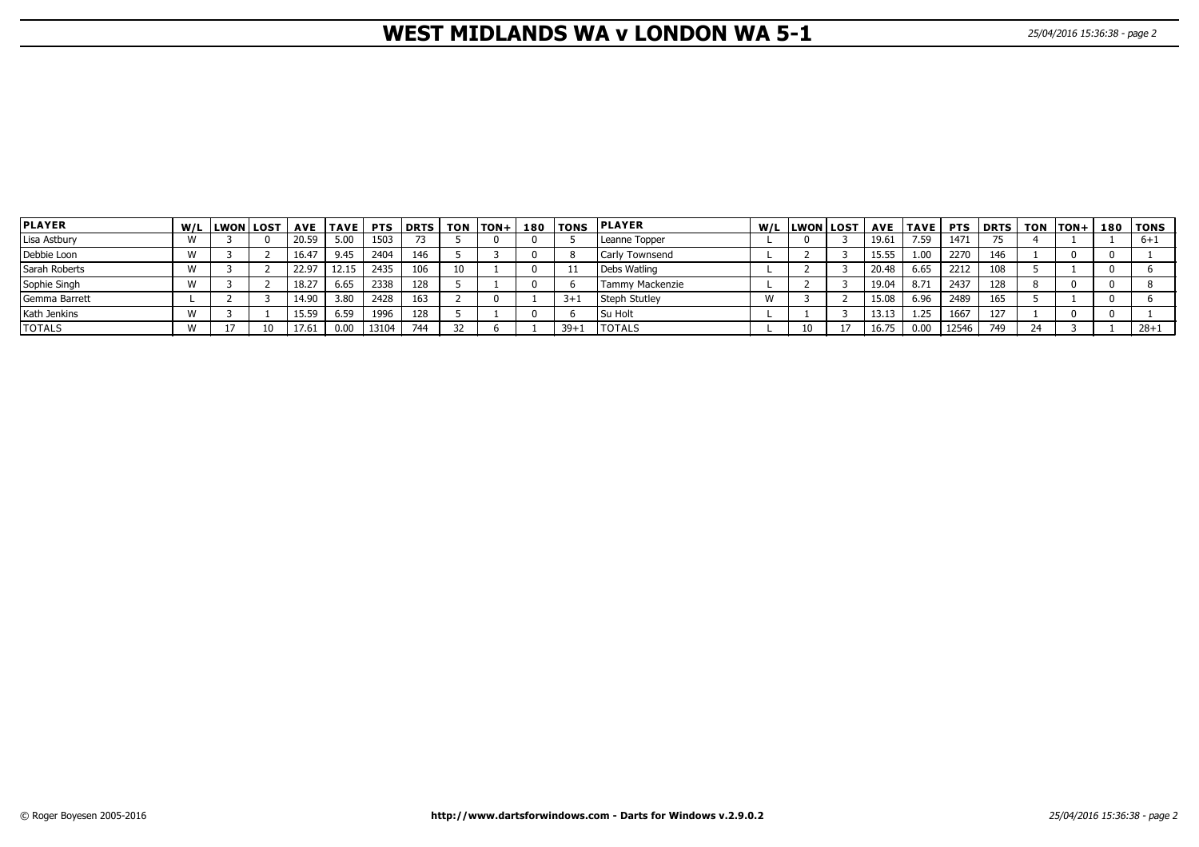# WEST MIDLANDS WA v LONDON WA 5-1

| PLAYER | W/L | LWON | LOST | AVE | TAVE | PTS | DRTS | TON | TON+ | 180 | TONS | PLAYER | W/L | LWON | LOST | AVE | TAVE | PTS | DRTS | TON | TON+ | 180 | TONS |
|---|---|---|---|---|---|---|---|---|---|---|---|---|---|---|---|---|---|---|---|---|---|---|---|
| Lisa Astbury | W | 3 | 0 | 20.59 | 5.00 | 1503 | 73 | 5 | 0 | 0 | 5 | Leanne Topper | L | 0 | 3 | 19.61 | 7.59 | 1471 | 75 | 4 | 1 | 1 | 6+1 |
| Debbie Loon | W | 3 | 2 | 16.47 | 9.45 | 2404 | 146 | 5 | 3 | 0 | 8 | Carly Townsend | L | 2 | 3 | 15.55 | 1.00 | 2270 | 146 | 1 | 0 | 0 | 1 |
| Sarah Roberts | W | 3 | 2 | 22.97 | 12.15 | 2435 | 106 | 10 | 1 | 0 | 11 | Debs Watling | L | 2 | 3 | 20.48 | 6.65 | 2212 | 108 | 5 | 1 | 0 | 6 |
| Sophie Singh | W | 3 | 2 | 18.27 | 6.65 | 2338 | 128 | 5 | 1 | 0 | 6 | Tammy Mackenzie | L | 2 | 3 | 19.04 | 8.71 | 2437 | 128 | 8 | 0 | 0 | 8 |
| Gemma Barrett | L | 2 | 3 | 14.90 | 3.80 | 2428 | 163 | 2 | 0 | 1 | 3+1 | Steph Stutley | W | 3 | 2 | 15.08 | 6.96 | 2489 | 165 | 5 | 1 | 0 | 6 |
| Kath Jenkins | W | 3 | 1 | 15.59 | 6.59 | 1996 | 128 | 5 | 1 | 0 | 6 | Su Holt | L | 1 | 3 | 13.13 | 1.25 | 1667 | 127 | 1 | 0 | 0 | 1 |
| TOTALS | W | 17 | 10 | 17.61 | 0.00 | 13104 | 744 | 32 | 6 | 1 | 39+1 | TOTALS | L | 10 | 17 | 16.75 | 0.00 | 12546 | 749 | 24 | 3 | 1 | 28+1 |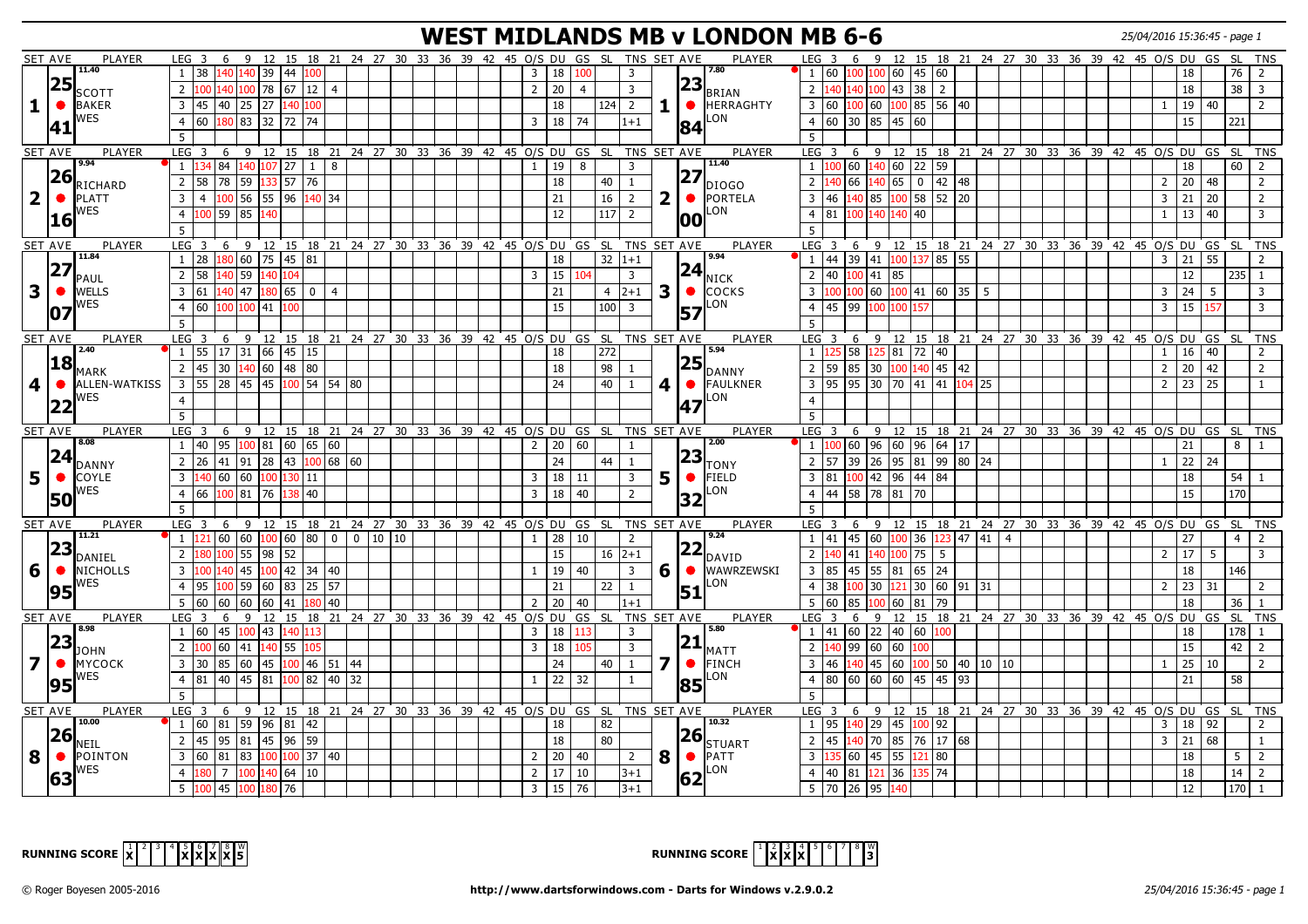# WEST MIDLANDS MB v LONDON MB 6-6

25/04/2016 15:36:45 - page 1

| SET | AVE | PLAYER | LEG | 3 | 6 | 9 | 12 | 15 | 18 | 21 | 24 | 27 | 30 | O/S | DU | GS | SL | TNS | SET | AVE | PLAYER | LEG | 3 | 6 | 9 | 12 | 15 | 18 | 21 | 24 | 27 | 30 | O/S | DU | GS | SL | TNS |
|---|---|---|---|---|---|---|---|---|---|---|---|---|---|---|---|---|---|---|---|---|---|---|---|---|---|---|---|---|---|---|---|---|---|---|---|---|---|
| 1 | 25.41 (11.40) | SCOTT BAKER WES | 1 | 38 | 140 | 140 | 39 | 44 | 100 | | | | | 3 | 18 | 100 | | 3 | 1 | 23.84 (7.80) | BRIAN HERRAGHTY LON | 1 | 60 | 100 | 100 | 60 | 45 | 60 | | | | | | 18 | | 76 | 2 |
| | | | 2 | 100 | 140 | 100 | 78 | 67 | 12 | 4 | | | | 2 | 20 | 4 | | 3 | | | | 2 | 140 | 140 | 100 | 43 | 38 | 2 | | | | | | 18 | | 38 | 3 |
| | | | 3 | 45 | 40 | 25 | 27 | 140 | 100 | | | | | | 18 | | 124 | 2 | | | | 3 | 60 | 100 | 60 | 100 | 85 | 56 | 40 | | | | 1 | 19 | 40 | | 2 |
| | | | 4 | 60 | 180 | 83 | 32 | 72 | 74 | | | | | 3 | 18 | 74 | | 1+1 | | | | 4 | 60 | 30 | 85 | 45 | 60 | | | | | | | 15 | | 221 | |
| 2 | 26.16 (9.94) | RICHARD PLATT WES | 1 | 134 | 84 | 140 | 107 | 27 | 1 | 8 | | | | 1 | 19 | 8 | | 3 | 2 | 27.00 (11.40) | DIOGO PORTELA LON | 1 | 100 | 60 | 140 | 60 | 22 | 59 | | | | | | 18 | | 60 | 2 |
| | | | 2 | 58 | 78 | 59 | 133 | 57 | 76 | | | | | | 18 | | 40 | 1 | | | | 2 | 140 | 66 | 140 | 65 | 0 | 42 | 48 | | | | 2 | 20 | 48 | | 2 |
| | | | 3 | 4 | 100 | 56 | 55 | 96 | 140 | 34 | | | | | 21 | | 16 | 2 | | | | 3 | 46 | 140 | 85 | 100 | 58 | 52 | 20 | | | | 3 | 21 | 20 | | 2 |
| | | | 4 | 100 | 59 | 85 | 140 | | | | | | | | 12 | | 117 | 2 | | | | 4 | 81 | 100 | 140 | 140 | 40 | | | | | | 1 | 13 | 40 | | 3 |
| 3 | 27.07 (11.84) | PAUL WELLS WES | 1 | 28 | 180 | 60 | 75 | 45 | 81 | | | | | | 18 | | 32 | 1+1 | 3 | 24.57 (9.94) | NICK COCKS LON | 1 | 44 | 39 | 41 | 100 | 137 | 85 | 55 | | | | 3 | 21 | 55 | | 2 |
| | | | 2 | 58 | 140 | 59 | 140 | 104 | | | | | | 3 | 15 | 104 | | 3 | | | | 2 | 40 | 100 | 41 | 85 | | | | | | | | 12 | | 235 | 1 |
| | | | 3 | 61 | 140 | 47 | 180 | 65 | 0 | 4 | | | | | 21 | | 4 | 2+1 | | | | 3 | 100 | 100 | 60 | 100 | 41 | 60 | 35 | 5 | | | 3 | 24 | 5 | | 3 |
| | | | 4 | 60 | 100 | 100 | 41 | 100 | | | | | | | 15 | | 100 | 3 | | | | 4 | 45 | 99 | 100 | 100 | 157 | | | | | | 3 | 15 | 157 | | 3 |
| 4 | 18.22 (2.40) | MARK ALLEN-WATKISS WES | 1 | 55 | 17 | 31 | 66 | 45 | 15 | | | | | | 18 | | 272 | | 4 | 25.47 (5.94) | DANNY FAULKNER LON | 1 | 125 | 58 | 125 | 81 | 72 | 40 | | | | | 1 | 16 | 40 | | 2 |
| | | | 2 | 45 | 30 | 140 | 60 | 48 | 80 | | | | | | 18 | | 98 | 1 | | | | 2 | 59 | 85 | 30 | 100 | 140 | 45 | 42 | | | | 2 | 20 | 42 | | 2 |
| | | | 3 | 55 | 28 | 45 | 45 | 100 | 54 | 54 | 80 | | | | 24 | | 40 | 1 | | | | 3 | 95 | 95 | 30 | 70 | 41 | 41 | 104 | 25 | | | 2 | 23 | 25 | | 1 |
| 5 | 24.50 (8.08) | DANNY COYLE WES | 1 | 40 | 95 | 100 | 81 | 60 | 65 | 60 | | | | 2 | 20 | 60 | | 1 | 5 | 23.32 (2.00) | TONY FIELD LON | 1 | 100 | 60 | 96 | 60 | 96 | 64 | 17 | | | | | 21 | | 8 | 1 |
| | | | 2 | 26 | 41 | 91 | 28 | 43 | 100 | 68 | 60 | | | | 24 | | 44 | 1 | | | | 2 | 57 | 39 | 26 | 95 | 81 | 99 | 80 | 24 | | | 1 | 22 | 24 | | |
| | | | 3 | 140 | 60 | 60 | 100 | 130 | 11 | | | | | 3 | 18 | 11 | | 3 | | | | 3 | 81 | 100 | 42 | 96 | 44 | 84 | | | | | | 18 | | 54 | 1 |
| | | | 4 | 66 | 100 | 81 | 76 | 138 | 40 | | | | | 3 | 18 | 40 | | 2 | | | | 4 | 44 | 58 | 78 | 81 | 70 | | | | | | | 15 | | 170 | |
| 6 | 23.95 (11.21) | DANIEL NICHOLLS WES | 1 | 121 | 60 | 60 | 100 | 60 | 80 | 0 | 0 | 10 | 10 | 1 | 28 | 10 | | 2 | 6 | 22.51 (9.24) | DAVID WAWRZEWSKI LON | 1 | 41 | 45 | 60 | 100 | 36 | 123 | 47 | 41 | 4 | | | 27 | | 4 | 2 |
| | | | 2 | 180 | 100 | 55 | 98 | 52 | | | | | | | 15 | | 16 | 2+1 | | | | 2 | 140 | 41 | 140 | 100 | 75 | 5 | | | | | 2 | 17 | 5 | | 3 |
| | | | 3 | 100 | 140 | 45 | 100 | 42 | 34 | 40 | | | | 1 | 19 | 40 | | 3 | | | | 3 | 85 | 45 | 55 | 81 | 65 | 24 | | | | | | 18 | | 146 | |
| | | | 4 | 95 | 100 | 59 | 60 | 83 | 25 | 57 | | | | | 21 | | 22 | 1 | | | | 4 | 38 | 100 | 30 | 121 | 30 | 60 | 91 | 31 | | | 2 | 23 | 31 | | 2 |
| | | | 5 | 60 | 60 | 60 | 60 | 41 | 180 | 40 | | | | 2 | 20 | 40 | | 1+1 | | | | 5 | 60 | 85 | 100 | 60 | 81 | 79 | | | | | | 18 | | 36 | 1 |
| 7 | 23.95 (8.98) | JOHN MYCOCK WES | 1 | 60 | 45 | 100 | 43 | 140 | 113 | | | | | 3 | 18 | 113 | | 3 | 7 | 21.85 (5.80) | MATT FINCH LON | 1 | 41 | 60 | 22 | 40 | 60 | 100 | | | | | | 18 | | 178 | 1 |
| | | | 2 | 100 | 60 | 41 | 140 | 55 | 105 | | | | | 3 | 18 | 105 | | 3 | | | | 2 | 140 | 99 | 60 | 60 | 100 | | | | | | | 15 | | 42 | 2 |
| | | | 3 | 30 | 85 | 60 | 45 | 100 | 46 | 51 | 44 | | | | 24 | | 40 | 1 | | | | 3 | 46 | 140 | 45 | 60 | 100 | 50 | 40 | 10 | 10 | | 1 | 25 | 10 | | 2 |
| | | | 4 | 81 | 40 | 45 | 81 | 100 | 82 | 40 | 32 | | | 1 | 22 | 32 | | 1 | | | | 4 | 80 | 60 | 60 | 60 | 45 | 45 | 93 | | | | | 21 | | 58 | |
| 8 | 26.63 (10.00) | NEIL POINTON WES | 1 | 60 | 81 | 59 | 96 | 81 | 42 | | | | | | 18 | | 82 | | 8 | 26.62 (10.32) | STUART PATT LON | 1 | 95 | 140 | 29 | 45 | 100 | 92 | | | | | 3 | 18 | 92 | | 2 |
| | | | 2 | 45 | 95 | 81 | 45 | 96 | 59 | | | | | | 18 | | 80 | | | | | 2 | 45 | 140 | 70 | 85 | 76 | 17 | 68 | | | | 3 | 21 | 68 | | 1 |
| | | | 3 | 60 | 81 | 83 | 100 | 100 | 37 | 40 | | | | 2 | 20 | 40 | | 2 | | | | 3 | 135 | 60 | 45 | 55 | 121 | 80 | | | | | | 18 | | 5 | 2 |
| | | | 4 | 180 | 7 | 100 | 140 | 64 | 10 | | | | | 2 | 17 | 10 | | 3+1 | | | | 4 | 40 | 81 | 121 | 36 | 135 | 74 | | | | | | 18 | | 14 | 2 |
| | | | 5 | 100 | 45 | 100 | 180 | 76 | | | | | | 3 | 15 | 76 | | 3+1 | | | | 5 | 70 | 26 | 95 | 140 | | | | | | | | 12 | | 170 | 1 |

RUNNING SCORE (WES): 1: X, 5: X, 6: X, 7: X, 8: X — W: 5

RUNNING SCORE (LON): 2: X, 3: X, 4: X — W: 3

© Roger Boyesen 2005-2016 http://www.dartsforwindows.com - Darts for Windows v.2.9.0.2 25/04/2016 15:36:45 - page 1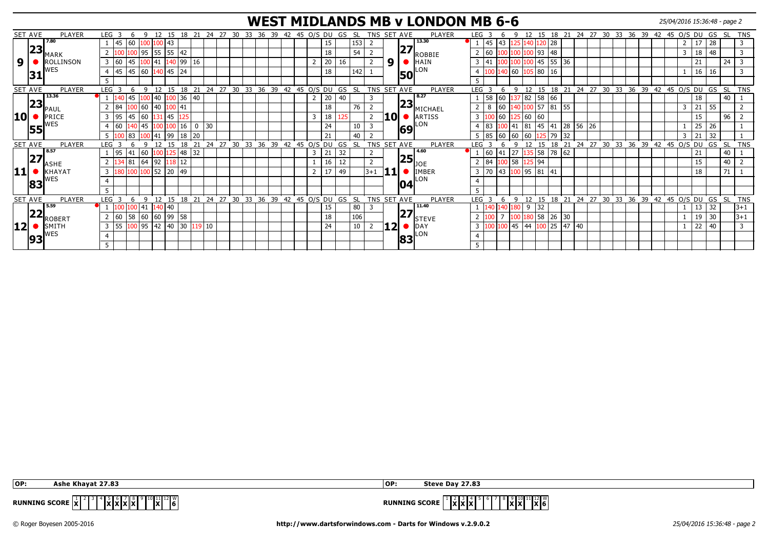# WEST MIDLANDS MB v LONDON MB 6-6

25/04/2016 15:36:48 - page 2

| SET | AVE | PLAYER | LEG | 3 | 6 | 9 | 12 | 15 | 18 | 21 | 24 | O/S | DU | GS | SL | TNS | SET | AVE | PLAYER | LEG | 3 | 6 | 9 | 12 | 15 | 18 | 21 | 24 | 27 | O/S | DU | GS | SL | TNS |
|---|---|---|---|---|---|---|---|---|---|---|---|---|---|---|---|---|---|---|---|---|---|---|---|---|---|---|---|---|---|---|---|---|---|---|
| 9 | 23.31 (7.80) | MARK ROLLINSON WES | 1 | 45 | 60 | 100 | 100 | 43 | | | | | 15 | | 153 | 2 | 9 | 27.50 (13.30) | ROBBIE HAIN LON | 1 | 45 | 43 | 125 | 140 | 120 | 28 | | | | 2 | 17 | 28 | | 3 |
| | | | 2 | 100 | 100 | 95 | 55 | 55 | 42 | | | | 18 | | 54 | 2 | | | | 2 | 60 | 100 | 100 | 100 | 93 | 48 | | | | 3 | 18 | 48 | | 3 |
| | | | 3 | 60 | 45 | 100 | 41 | 140 | 99 | 16 | | 2 | 20 | 16 | | 2 | | | | 3 | 41 | 100 | 100 | 100 | 45 | 55 | 36 | | | | 21 | | 24 | 3 |
| | | | 4 | 45 | 45 | 60 | 140 | 45 | 24 | | | | 18 | | 142 | 1 | | | | 4 | 100 | 140 | 60 | 105 | 80 | 16 | | | | 1 | 16 | 16 | | 3 |
| | | | 5 | | | | | | | | | | | | | | | | | 5 | | | | | | | | | | | | | | |
| 10 | 23.55 (13.36) | PAUL PRICE WES | 1 | 140 | 45 | 100 | 40 | 100 | 36 | 40 | | 2 | 20 | 40 | | 3 | 10 | 23.69 (8.27) | MICHAEL ARTISS LON | 1 | 58 | 60 | 137 | 82 | 58 | 66 | | | | | 18 | | 40 | 1 |
| | | | 2 | 84 | 100 | 60 | 40 | 100 | 41 | | | | 18 | | 76 | 2 | | | | 2 | 8 | 60 | 140 | 100 | 57 | 81 | 55 | | | 3 | 21 | 55 | | 2 |
| | | | 3 | 95 | 45 | 60 | 131 | 45 | 125 | | | 3 | 18 | 125 | | 2 | | | | 3 | 100 | 60 | 125 | 60 | 60 | | | | | | 15 | | 96 | 2 |
| | | | 4 | 60 | 140 | 45 | 100 | 100 | 16 | 0 | 30 | | 24 | | 10 | 3 | | | | 4 | 83 | 100 | 41 | 81 | 45 | 41 | 28 | 56 | 26 | 1 | 25 | 26 | | 1 |
| | | | 5 | 100 | 83 | 100 | 41 | 99 | 18 | 20 | | | 21 | | 40 | 2 | | | | 5 | 85 | 60 | 60 | 60 | 125 | 79 | 32 | | | 3 | 21 | 32 | | 1 |
| 11 | 27.83 (8.57) | ASHE KHAYAT WES | 1 | 95 | 41 | 60 | 100 | 125 | 48 | 32 | | 3 | 21 | 32 | | 2 | 11 | 25.04 (4.60) | JOE IMBER LON | 1 | 60 | 41 | 27 | 135 | 58 | 78 | 62 | | | | 21 | | 40 | 1 |
| | | | 2 | 134 | 81 | 64 | 92 | 118 | 12 | | | 1 | 16 | 12 | | 2 | | | | 2 | 84 | 100 | 58 | 125 | 94 | | | | | | 15 | | 40 | 2 |
| | | | 3 | 180 | 100 | 100 | 52 | 20 | 49 | | | 2 | 17 | 49 | | 3+1 | | | | 3 | 70 | 43 | 100 | 95 | 81 | 41 | | | | | 18 | | 71 | 1 |
| | | | 4 | | | | | | | | | | | | | | | | | 4 | | | | | | | | | | | | | | |
| | | | 5 | | | | | | | | | | | | | | | | | 5 | | | | | | | | | | | | | | |
| 12 | 22.93 (5.59) | ROBERT SMITH WES | 1 | 100 | 100 | 41 | 140 | 40 | | | | | 15 | | 80 | 3 | 12 | 27.83 (11.40) | STEVE DAY LON | 1 | 140 | 140 | 180 | 9 | 32 | | | | | 1 | 13 | 32 | | 3+1 |
| | | | 2 | 60 | 58 | 60 | 60 | 99 | 58 | | | | 18 | | 106 | | | | | 2 | 100 | 7 | 100 | 180 | 58 | 26 | 30 | | | 1 | 19 | 30 | | 3+1 |
| | | | 3 | 55 | 100 | 95 | 42 | 40 | 30 | 119 | 10 | | 24 | | 10 | 2 | | | | 3 | 100 | 100 | 45 | 44 | 100 | 25 | 47 | 40 | | 1 | 22 | 40 | | 3 |
| | | | 4 | | | | | | | | | | | | | | | | | 4 | | | | | | | | | | | | | | |
| | | | 5 | | | | | | | | | | | | | | | | | 5 | | | | | | | | | | | | | | |

**OP:** Ashe Khayat 27.83

**OP:** Steve Day 27.83

**RUNNING SCORE**

| | 1 | 2 | 3 | 4 | 5 | 6 | 7 | 8 | 9 | 10 | 11 | 12 | W |
|---|---|---|---|---|---|---|---|---|---|---|---|---|---|
| WES | X | | | | X | X | X | X | | | X | | 6 |
| LON | | X | X | X | | | | | X | X | | X | 6 |

© Roger Boyesen 2005-2016 http://www.dartsforwindows.com - Darts for Windows v.2.9.0.2 25/04/2016 15:36:48 - page 2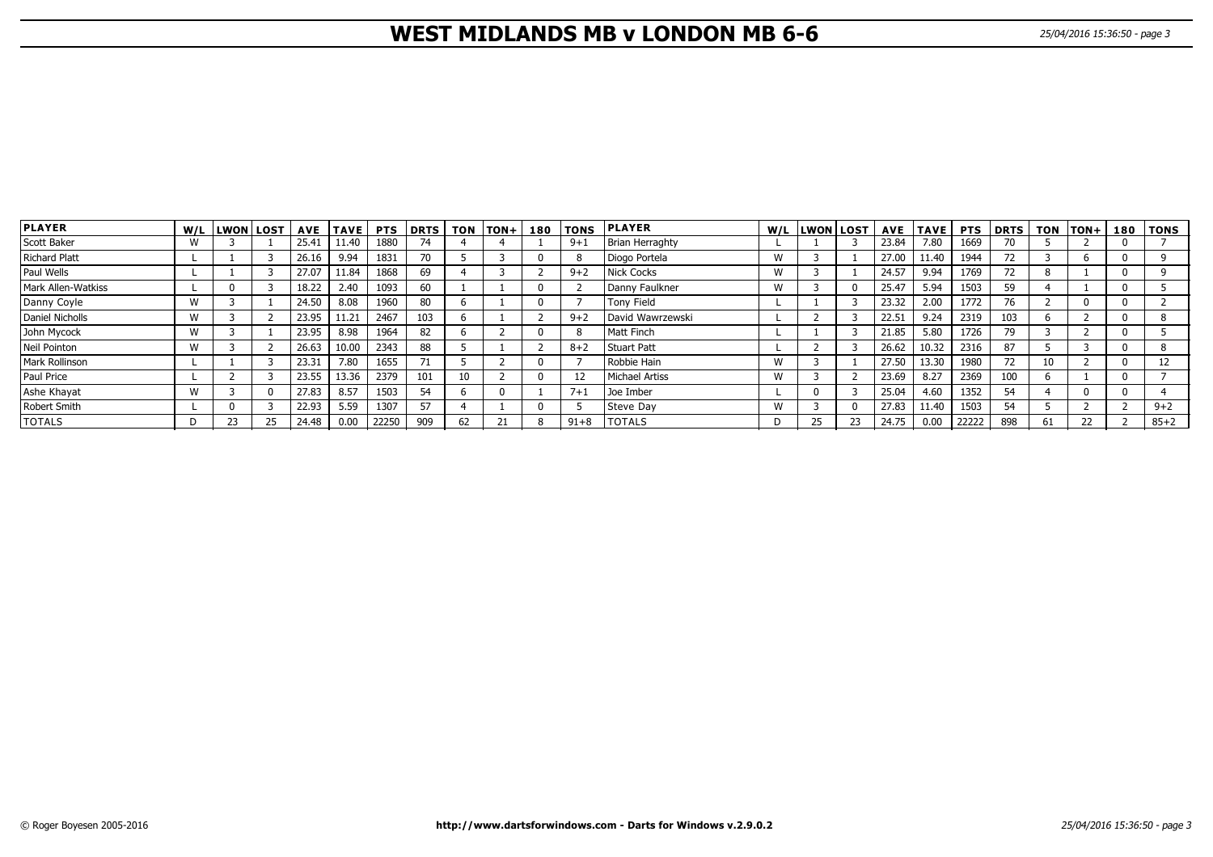# WEST MIDLANDS MB v LONDON MB 6-6

| PLAYER | W/L | LWON | LOST | AVE | TAVE | PTS | DRTS | TON | TON+ | 180 | TONS | PLAYER | W/L | LWON | LOST | AVE | TAVE | PTS | DRTS | TON | TON+ | 180 | TONS |
|---|---|---|---|---|---|---|---|---|---|---|---|---|---|---|---|---|---|---|---|---|---|---|---|
| Scott Baker | W | 3 | 1 | 25.41 | 11.40 | 1880 | 74 | 4 | 4 | 1 | 9+1 | Brian Herraghty | L | 1 | 3 | 23.84 | 7.80 | 1669 | 70 | 5 | 2 | 0 | 7 |
| Richard Platt | L | 1 | 3 | 26.16 | 9.94 | 1831 | 70 | 5 | 3 | 0 | 8 | Diogo Portela | W | 3 | 1 | 27.00 | 11.40 | 1944 | 72 | 3 | 6 | 0 | 9 |
| Paul Wells | L | 1 | 3 | 27.07 | 11.84 | 1868 | 69 | 4 | 3 | 2 | 9+2 | Nick Cocks | W | 3 | 1 | 24.57 | 9.94 | 1769 | 72 | 8 | 1 | 0 | 9 |
| Mark Allen-Watkiss | L | 0 | 3 | 18.22 | 2.40 | 1093 | 60 | 1 | 1 | 0 | 2 | Danny Faulkner | W | 3 | 0 | 25.47 | 5.94 | 1503 | 59 | 4 | 1 | 0 | 5 |
| Danny Coyle | W | 3 | 1 | 24.50 | 8.08 | 1960 | 80 | 6 | 1 | 0 | 7 | Tony Field | L | 1 | 3 | 23.32 | 2.00 | 1772 | 76 | 2 | 0 | 0 | 2 |
| Daniel Nicholls | W | 3 | 2 | 23.95 | 11.21 | 2467 | 103 | 6 | 1 | 2 | 9+2 | David Wawrzewski | L | 2 | 3 | 22.51 | 9.24 | 2319 | 103 | 6 | 2 | 0 | 8 |
| John Mycock | W | 3 | 1 | 23.95 | 8.98 | 1964 | 82 | 6 | 2 | 0 | 8 | Matt Finch | L | 1 | 3 | 21.85 | 5.80 | 1726 | 79 | 3 | 2 | 0 | 5 |
| Neil Pointon | W | 3 | 2 | 26.63 | 10.00 | 2343 | 88 | 5 | 1 | 2 | 8+2 | Stuart Patt | L | 2 | 3 | 26.62 | 10.32 | 2316 | 87 | 5 | 3 | 0 | 8 |
| Mark Rollinson | L | 1 | 3 | 23.31 | 7.80 | 1655 | 71 | 5 | 2 | 0 | 7 | Robbie Hain | W | 3 | 1 | 27.50 | 13.30 | 1980 | 72 | 10 | 2 | 0 | 12 |
| Paul Price | L | 2 | 3 | 23.55 | 13.36 | 2379 | 101 | 10 | 2 | 0 | 12 | Michael Artiss | W | 3 | 2 | 23.69 | 8.27 | 2369 | 100 | 6 | 1 | 0 | 7 |
| Ashe Khayat | W | 3 | 0 | 27.83 | 8.57 | 1503 | 54 | 6 | 0 | 1 | 7+1 | Joe Imber | L | 0 | 3 | 25.04 | 4.60 | 1352 | 54 | 4 | 0 | 0 | 4 |
| Robert Smith | L | 0 | 3 | 22.93 | 5.59 | 1307 | 57 | 4 | 1 | 0 | 5 | Steve Day | W | 3 | 0 | 27.83 | 11.40 | 1503 | 54 | 5 | 2 | 2 | 9+2 |
| TOTALS | D | 23 | 25 | 24.48 | 0.00 | 22250 | 909 | 62 | 21 | 8 | 91+8 | TOTALS | D | 25 | 23 | 24.75 | 0.00 | 22222 | 898 | 61 | 22 | 2 | 85+2 |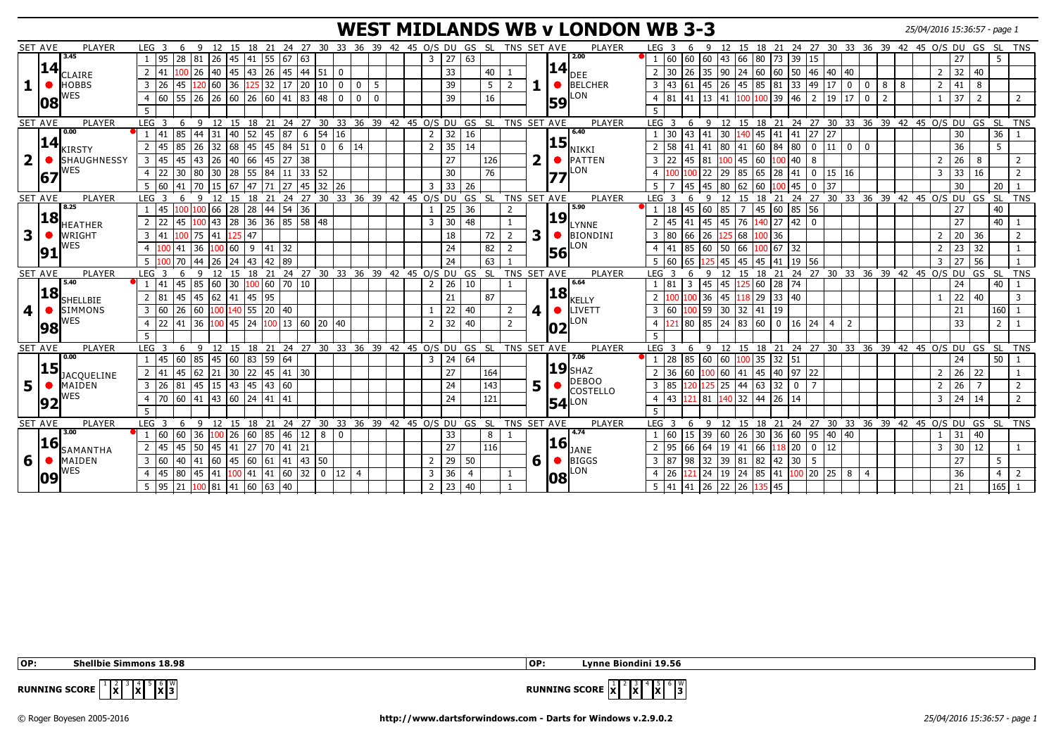# WEST MIDLANDS WB v LONDON WB 3-3

25/04/2016 15:36:57 - page 1

| SET | AVE | PLAYER | LEG | 3 | 6 | 9 | 12 | 15 | 18 | 21 | 24 | 27 | 30 | 33 | 36 | 39 | 42 | 45 | O/S | DU | GS | SL | TNS | SET | AVE | PLAYER | LEG | 3 | 6 | 9 | 12 | 15 | 18 | 21 | 24 | 27 | 30 | 33 | 36 | 39 | 42 | 45 | O/S | DU | GS | SL | TNS |
|---|---|---|---|---|---|---|---|---|---|---|---|---|---|---|---|---|---|---|---|---|---|---|---|---|---|---|---|---|---|---|---|---|---|---|---|---|---|---|---|---|---|---|---|---|---|---|---|
| 1 | 14.08 (3.45) | CLAIRE HOBBS WES | 1 | 95 | 28 | 81 | 26 | 45 | 41 | 55 | 67 | 63 | | | | | | | 3 | 27 | 63 | | | 1 | 14.59 (2.00) | DEE BELCHER LON | 1 | 60 | 60 | 60 | 43 | 66 | 80 | 73 | 39 | 15 | | | | | | | | 27 | | 5 | |
| | | | 2 | 41 | 100 | 26 | 40 | 45 | 43 | 26 | 45 | 44 | 51 | 0 | | | | | | 33 | | 40 | 1 | | | | 2 | 30 | 26 | 35 | 90 | 24 | 60 | 60 | 50 | 46 | 40 | 40 | | | | | 2 | 32 | 40 | | |
| | | | 3 | 26 | 45 | 120 | 60 | 36 | 125 | 32 | 17 | 20 | 10 | 0 | 0 | 5 | | | | 39 | | 5 | 2 | | | | 3 | 43 | 61 | 45 | 26 | 45 | 85 | 81 | 33 | 49 | 17 | 0 | 0 | 8 | 8 | | 2 | 41 | 8 | | |
| | | | 4 | 60 | 55 | 26 | 26 | 60 | 26 | 60 | 41 | 83 | 48 | 0 | 0 | 0 | | | | 39 | | 16 | | | | | 4 | 81 | 41 | 13 | 41 | 100 | 100 | 39 | 46 | 2 | 19 | 17 | 0 | 2 | | | 1 | 37 | 2 | | 2 |
| | | | 5 | | | | | | | | | | | | | | | | | | | | | | | | 5 | | | | | | | | | | | | | | | | | | | | |
| 2 | 14.67 (0.00) | KIRSTY SHAUGHNESSY WES | 1 | 41 | 85 | 44 | 31 | 40 | 52 | 45 | 87 | 6 | 54 | 16 | | | | | 2 | 32 | 16 | | | 2 | 15.77 (6.40) | NIKKI PATTEN LON | 1 | 30 | 43 | 41 | 30 | 140 | 45 | 41 | 41 | 27 | 27 | | | | | | | 30 | | 36 | 1 |
| | | | 2 | 45 | 85 | 26 | 32 | 68 | 45 | 45 | 84 | 51 | 0 | 6 | 14 | | | | 2 | 35 | 14 | | | | | | 2 | 58 | 41 | 41 | 80 | 41 | 60 | 84 | 80 | 0 | 11 | 0 | 0 | | | | | 36 | | 5 | |
| | | | 3 | 45 | 45 | 43 | 26 | 40 | 66 | 45 | 27 | 38 | | | | | | | | 27 | | 126 | | | | | 3 | 22 | 45 | 81 | 100 | 45 | 60 | 100 | 40 | 8 | | | | | | | 2 | 26 | 8 | | 2 |
| | | | 4 | 22 | 30 | 80 | 30 | 28 | 55 | 84 | 11 | 33 | 52 | | | | | | | 30 | | 76 | | | | | 4 | 100 | 100 | 22 | 29 | 85 | 65 | 28 | 41 | 0 | 15 | 16 | | | | | 3 | 33 | 16 | | 2 |
| | | | 5 | 60 | 41 | 70 | 15 | 67 | 47 | 71 | 27 | 45 | 32 | 26 | | | | | 3 | 33 | 26 | | | | | | 5 | 7 | 45 | 45 | 80 | 62 | 60 | 100 | 45 | 0 | 37 | | | | | | | 30 | | 20 | 1 |
| 3 | 18.91 (8.25) | HEATHER WRIGHT WES | 1 | 45 | 100 | 100 | 66 | 28 | 28 | 44 | 54 | 36 | | | | | | | 1 | 25 | 36 | | 2 | 3 | 19.56 (5.90) | LYNNE BIONDINI LON | 1 | 18 | 45 | 60 | 85 | 7 | 45 | 60 | 85 | 56 | | | | | | | | 27 | | 40 | |
| | | | 2 | 22 | 45 | 100 | 43 | 28 | 36 | 36 | 85 | 58 | 48 | | | | | | 3 | 30 | 48 | | 1 | | | | 2 | 45 | 41 | 45 | 45 | 76 | 140 | 27 | 42 | 0 | | | | | | | | 27 | | 40 | 1 |
| | | | 3 | 41 | 100 | 75 | 41 | 125 | 47 | | | | | | | | | | | 18 | | 72 | 2 | | | | 3 | 80 | 66 | 26 | 125 | 68 | 100 | 36 | | | | | | | | | 2 | 20 | 36 | | 2 |
| | | | 4 | 100 | 41 | 36 | 100 | 60 | 9 | 41 | 32 | | | | | | | | | 24 | | 82 | 2 | | | | 4 | 41 | 85 | 60 | 50 | 66 | 100 | 67 | 32 | | | | | | | | 2 | 23 | 32 | | 1 |
| | | | 5 | 100 | 70 | 44 | 26 | 24 | 43 | 42 | 89 | | | | | | | | | 24 | | 63 | 1 | | | | 5 | 60 | 65 | 125 | 45 | 45 | 45 | 41 | 19 | 56 | | | | | | | 3 | 27 | 56 | | 1 |
| 4 | 18.98 (5.40) | SHELLBIE SIMMONS WES | 1 | 41 | 45 | 85 | 60 | 30 | 100 | 60 | 70 | 10 | | | | | | | 2 | 26 | 10 | | 1 | 4 | 18.02 (6.64) | KELLY LIVETT LON | 1 | 81 | 3 | 45 | 45 | 125 | 60 | 28 | 74 | | | | | | | | | 24 | | 40 | 1 |
| | | | 2 | 81 | 45 | 45 | 62 | 41 | 45 | 95 | | | | | | | | | | 21 | | 87 | | | | | 2 | 100 | 100 | 36 | 45 | 118 | 29 | 33 | 40 | | | | | | | | 1 | 22 | 40 | | 3 |
| | | | 3 | 60 | 26 | 60 | 100 | 140 | 55 | 20 | 40 | | | | | | | | 1 | 22 | 40 | | 2 | | | | 3 | 60 | 100 | 59 | 30 | 32 | 41 | 19 | | | | | | | | | | 21 | | 160 | 1 |
| | | | 4 | 22 | 41 | 36 | 100 | 45 | 24 | 100 | 13 | 60 | 20 | 40 | | | | | 2 | 32 | 40 | | 2 | | | | 4 | 121 | 80 | 85 | 24 | 83 | 60 | 0 | 16 | 24 | 4 | 2 | | | | | | 33 | | 2 | 1 |
| | | | 5 | | | | | | | | | | | | | | | | | | | | | | | | 5 | | | | | | | | | | | | | | | | | | | | |
| 5 | 15.92 (0.00) | JACQUELINE MAIDEN WES | 1 | 45 | 60 | 85 | 45 | 60 | 83 | 59 | 64 | | | | | | | | 3 | 24 | 64 | | | 5 | 19.54 (7.06) | SHAZ DEBOO COSTELLO LON | 1 | 28 | 85 | 60 | 60 | 100 | 35 | 32 | 51 | | | | | | | | | 24 | | 50 | 1 |
| | | | 2 | 41 | 45 | 62 | 21 | 30 | 22 | 45 | 41 | 30 | | | | | | | | 27 | | 164 | | | | | 2 | 36 | 60 | 100 | 60 | 41 | 45 | 40 | 97 | 22 | | | | | | | 2 | 26 | 22 | | 1 |
| | | | 3 | 26 | 81 | 45 | 15 | 43 | 45 | 43 | 60 | | | | | | | | | 24 | | 143 | | | | | 3 | 85 | 120 | 125 | 25 | 44 | 63 | 32 | 0 | 7 | | | | | | | 2 | 26 | 7 | | 2 |
| | | | 4 | 70 | 60 | 41 | 43 | 60 | 24 | 41 | 41 | | | | | | | | | 24 | | 121 | | | | | 4 | 43 | 121 | 81 | 140 | 32 | 44 | 26 | 14 | | | | | | | | 3 | 24 | 14 | | 2 |
| | | | 5 | | | | | | | | | | | | | | | | | | | | | | | | 5 | | | | | | | | | | | | | | | | | | | | |
| 6 | 16.09 (3.00) | SAMANTHA MAIDEN WES | 1 | 60 | 60 | 36 | 100 | 26 | 60 | 85 | 46 | 12 | 8 | 0 | | | | | | 33 | | 8 | 1 | 6 | 16.08 (4.74) | JANE BIGGS LON | 1 | 60 | 15 | 39 | 60 | 26 | 30 | 36 | 60 | 95 | 40 | 40 | | | | | 1 | 31 | 40 | | |
| | | | 2 | 45 | 45 | 50 | 45 | 41 | 27 | 70 | 41 | 21 | | | | | | | | 27 | | 116 | | | | | 2 | 95 | 66 | 64 | 19 | 41 | 66 | 118 | 20 | 0 | 12 | | | | | | 3 | 30 | 12 | | 1 |
| | | | 3 | 60 | 40 | 41 | 60 | 45 | 60 | 61 | 41 | 43 | 50 | | | | | | 2 | 29 | 50 | | | | | | 3 | 87 | 98 | 32 | 39 | 81 | 82 | 42 | 30 | 5 | | | | | | | | 27 | | 5 | |
| | | | 4 | 45 | 80 | 45 | 41 | 100 | 41 | 41 | 60 | 32 | 0 | 12 | 4 | | | | 3 | 36 | 4 | | 1 | | | | 4 | 26 | 121 | 24 | 19 | 24 | 85 | 41 | 100 | 20 | 25 | 8 | 4 | | | | | 36 | | 4 | 2 |
| | | | 5 | 95 | 21 | 100 | 81 | 41 | 60 | 63 | 40 | | | | | | | | 2 | 23 | 40 | | 1 | | | | 5 | 41 | 41 | 26 | 22 | 26 | 135 | 45 | | | | | | | | | | 21 | | 165 | 1 |

**OP:** Shellbie Simmons 18.98 | **OP:** Lynne Biondini 19.56

**RUNNING SCORE** (West Midlands): 1 X, 2 –, 3 X, 4 –, 5 –, 6 X, W 3

**RUNNING SCORE** (London): 1 X, 2 X, 3 X, 4 –, 5 X, 6 –, W 3

© Roger Boyesen 2005-2016 http://www.dartsforwindows.com - Darts for Windows v.2.9.0.2 25/04/2016 15:36:57 - page 1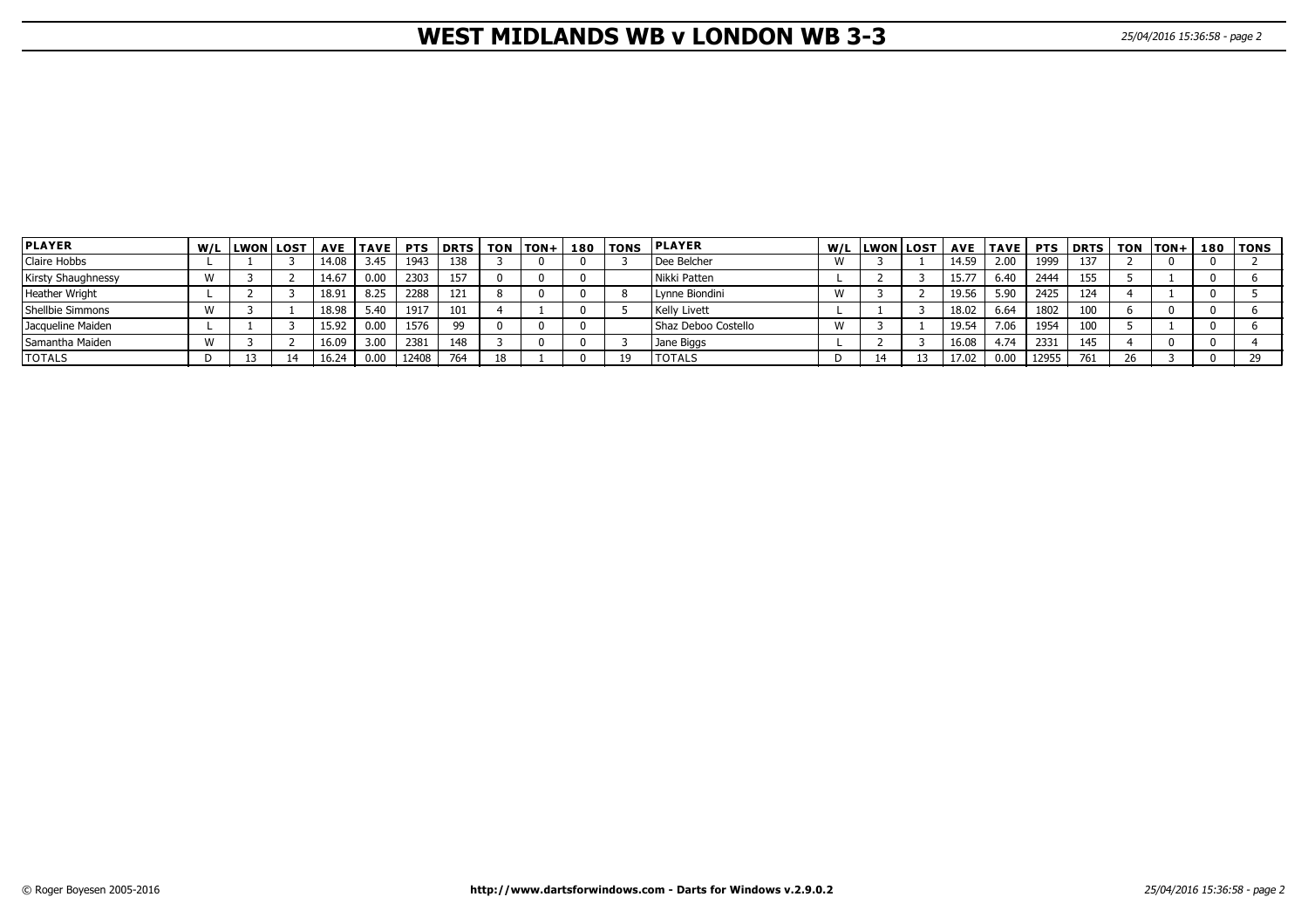# WEST MIDLANDS WB v LONDON WB 3-3

| PLAYER | W/L | LWON | LOST | AVE | TAVE | PTS | DRTS | TON | TON+ | 180 | TONS | PLAYER | W/L | LWON | LOST | AVE | TAVE | PTS | DRTS | TON | TON+ | 180 | TONS |
|---|---|---|---|---|---|---|---|---|---|---|---|---|---|---|---|---|---|---|---|---|---|---|---|
| Claire Hobbs | L | 1 | 3 | 14.08 | 3.45 | 1943 | 138 | 3 | 0 | 0 | 3 | Dee Belcher | W | 3 | 1 | 14.59 | 2.00 | 1999 | 137 | 2 | 0 | 0 | 2 |
| Kirsty Shaughnessy | W | 3 | 2 | 14.67 | 0.00 | 2303 | 157 | 0 | 0 | 0 | | Nikki Patten | L | 2 | 3 | 15.77 | 6.40 | 2444 | 155 | 5 | 1 | 0 | 6 |
| Heather Wright | L | 2 | 3 | 18.91 | 8.25 | 2288 | 121 | 8 | 0 | 0 | 8 | Lynne Biondini | W | 3 | 2 | 19.56 | 5.90 | 2425 | 124 | 4 | 1 | 0 | 5 |
| Shellbie Simmons | W | 3 | 1 | 18.98 | 5.40 | 1917 | 101 | 4 | 1 | 0 | 5 | Kelly Livett | L | 1 | 3 | 18.02 | 6.64 | 1802 | 100 | 6 | 0 | 0 | 6 |
| Jacqueline Maiden | L | 1 | 3 | 15.92 | 0.00 | 1576 | 99 | 0 | 0 | 0 | | Shaz Deboo Costello | W | 3 | 1 | 19.54 | 7.06 | 1954 | 100 | 5 | 1 | 0 | 6 |
| Samantha Maiden | W | 3 | 2 | 16.09 | 3.00 | 2381 | 148 | 3 | 0 | 0 | 3 | Jane Biggs | L | 2 | 3 | 16.08 | 4.74 | 2331 | 145 | 4 | 0 | 0 | 4 |
| TOTALS | D | 13 | 14 | 16.24 | 0.00 | 12408 | 764 | 18 | 1 | 0 | 19 | TOTALS | D | 14 | 13 | 17.02 | 0.00 | 12955 | 761 | 26 | 3 | 0 | 29 |

© Roger Boyesen 2005-2016 http://www.dartsforwindows.com - Darts for Windows v.2.9.0.2